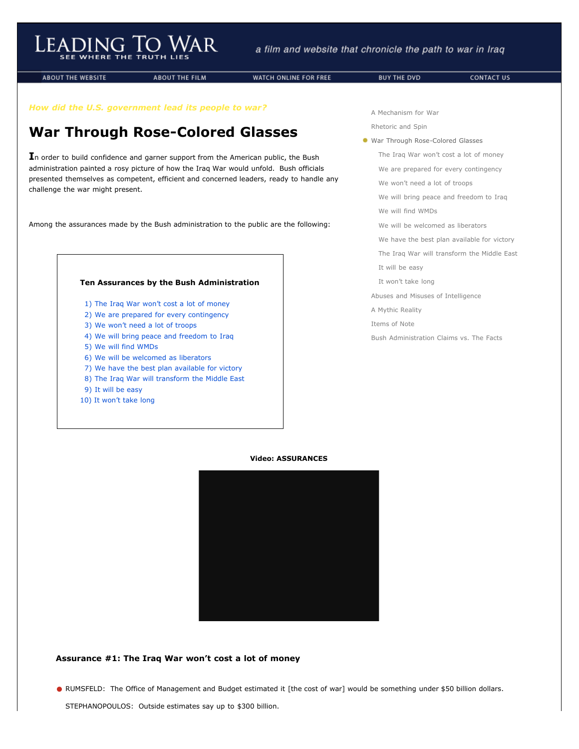# LEADING TO WAR

SEE WHERE THE TRUTH LIES

*a film and website that chronicle the path to war in Iraq*

ABOUT THE WEBSITE | ABOUT THE FILM | WATCH ONLINE FOR FREE | BUY THE DVD | CONTACT US

*How did the U.S. government lead its people to war?*

## War Through Rose-Colored Glasses

In order to build confidence and garner support from the American public, the Bush administration painted a rosy picture of how the Iraq War would unfold. Bush officials presented themselves as competent, efficient and concerned leaders, ready to handle any challenge the war might present.

Among the assurances made by the Bush administration to the public are the following:

**Ten Assurances by the Bush Administration**

1) The Iraq War won't cost a lot of money
2) We are prepared for every contingency
3) We won't need a lot of troops
4) We will bring peace and freedom to Iraq
5) We will find WMDs
6) We will be welcomed as liberators
7) We have the best plan available for victory
8) The Iraq War will transform the Middle East
9) It will be easy
10) It won't take long

- A Mechanism for War
- Rhetoric and Spin
- War Through Rose-Colored Glasses
  - The Iraq War won't cost a lot of money
  - We are prepared for every contingency
  - We won't need a lot of troops
  - We will bring peace and freedom to Iraq
  - We will find WMDs
  - We will be welcomed as liberators
  - We have the best plan available for victory
  - The Iraq War will transform the Middle East
  - It will be easy
  - It won't take long
- Abuses and Misuses of Intelligence
- A Mythic Reality
- Items of Note
- Bush Administration Claims vs. The Facts

**Video: ASSURANCES**

**Assurance #1: The Iraq War won't cost a lot of money**

- RUMSFELD: The Office of Management and Budget estimated it [the cost of war] would be something under $50 billion dollars.

  STEPHANOPOULOS: Outside estimates say up to $300 billion.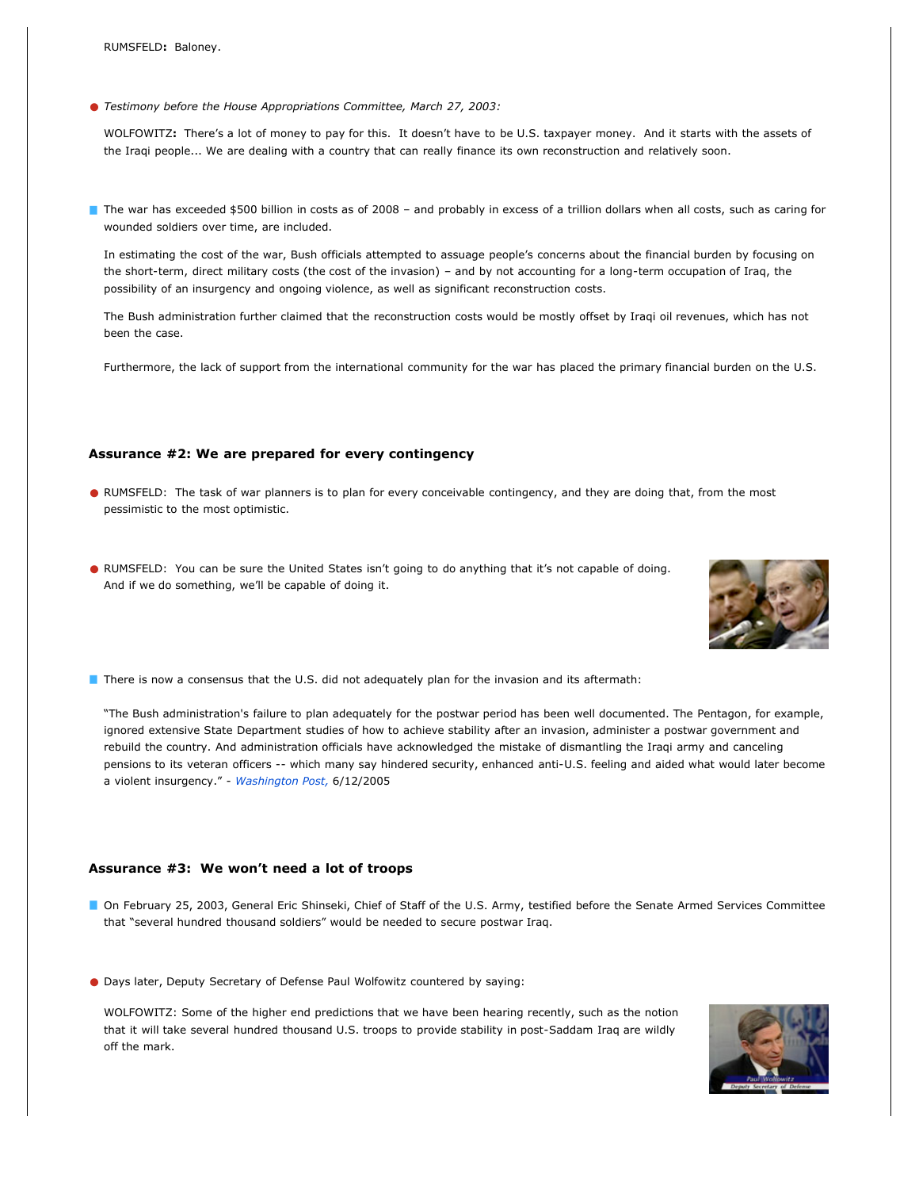RUMSFELD**:** Baloney.

- *Testimony before the House Appropriations Committee, March 27, 2003:*

  WOLFOWITZ**:** There's a lot of money to pay for this. It doesn't have to be U.S. taxpayer money. And it starts with the assets of the Iraqi people... We are dealing with a country that can really finance its own reconstruction and relatively soon.

- The war has exceeded $500 billion in costs as of 2008 – and probably in excess of a trillion dollars when all costs, such as caring for wounded soldiers over time, are included.

  In estimating the cost of the war, Bush officials attempted to assuage people's concerns about the financial burden by focusing on the short-term, direct military costs (the cost of the invasion) – and by not accounting for a long-term occupation of Iraq, the possibility of an insurgency and ongoing violence, as well as significant reconstruction costs.

  The Bush administration further claimed that the reconstruction costs would be mostly offset by Iraqi oil revenues, which has not been the case.

  Furthermore, the lack of support from the international community for the war has placed the primary financial burden on the U.S.

### Assurance #2: We are prepared for every contingency

- RUMSFELD: The task of war planners is to plan for every conceivable contingency, and they are doing that, from the most pessimistic to the most optimistic.

- RUMSFELD: You can be sure the United States isn't going to do anything that it's not capable of doing. And if we do something, we'll be capable of doing it.

- There is now a consensus that the U.S. did not adequately plan for the invasion and its aftermath:

  "The Bush administration's failure to plan adequately for the postwar period has been well documented. The Pentagon, for example, ignored extensive State Department studies of how to achieve stability after an invasion, administer a postwar government and rebuild the country. And administration officials have acknowledged the mistake of dismantling the Iraqi army and canceling pensions to its veteran officers -- which many say hindered security, enhanced anti-U.S. feeling and aided what would later become a violent insurgency." - *Washington Post,* 6/12/2005

### Assurance #3: We won't need a lot of troops

- On February 25, 2003, General Eric Shinseki, Chief of Staff of the U.S. Army, testified before the Senate Armed Services Committee that "several hundred thousand soldiers" would be needed to secure postwar Iraq.

- Days later, Deputy Secretary of Defense Paul Wolfowitz countered by saying:

  WOLFOWITZ: Some of the higher end predictions that we have been hearing recently, such as the notion that it will take several hundred thousand U.S. troops to provide stability in post-Saddam Iraq are wildly off the mark.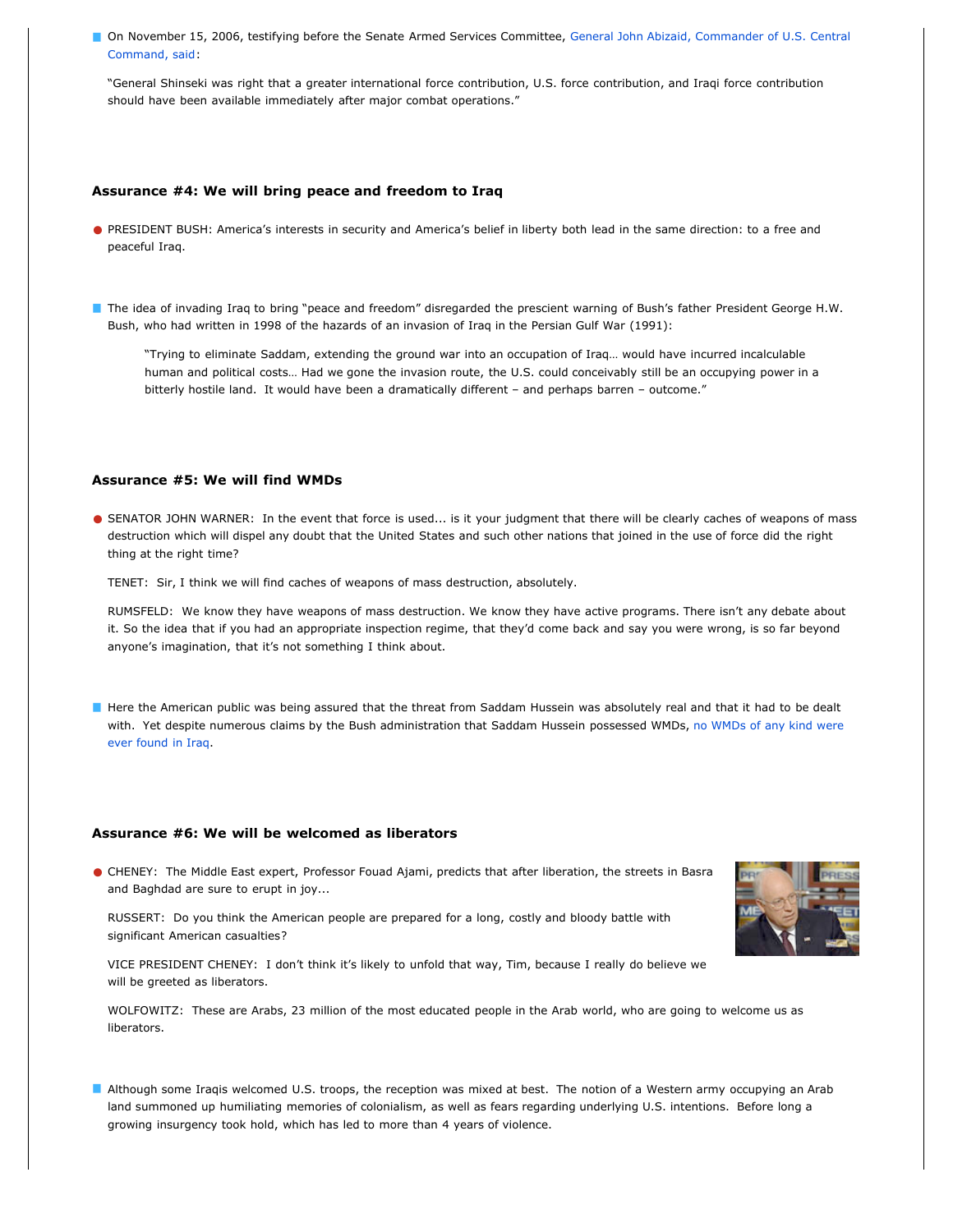- On November 15, 2006, testifying before the Senate Armed Services Committee, General John Abizaid, Commander of U.S. Central Command, said:

  "General Shinseki was right that a greater international force contribution, U.S. force contribution, and Iraqi force contribution should have been available immediately after major combat operations."

### Assurance #4: We will bring peace and freedom to Iraq

- PRESIDENT BUSH: America's interests in security and America's belief in liberty both lead in the same direction: to a free and peaceful Iraq.

- The idea of invading Iraq to bring "peace and freedom" disregarded the prescient warning of Bush's father President George H.W. Bush, who had written in 1998 of the hazards of an invasion of Iraq in the Persian Gulf War (1991):

  > "Trying to eliminate Saddam, extending the ground war into an occupation of Iraq… would have incurred incalculable human and political costs… Had we gone the invasion route, the U.S. could conceivably still be an occupying power in a bitterly hostile land. It would have been a dramatically different – and perhaps barren – outcome."

### Assurance #5: We will find WMDs

- SENATOR JOHN WARNER: In the event that force is used... is it your judgment that there will be clearly caches of weapons of mass destruction which will dispel any doubt that the United States and such other nations that joined in the use of force did the right thing at the right time?

  TENET: Sir, I think we will find caches of weapons of mass destruction, absolutely.

  RUMSFELD: We know they have weapons of mass destruction. We know they have active programs. There isn't any debate about it. So the idea that if you had an appropriate inspection regime, that they'd come back and say you were wrong, is so far beyond anyone's imagination, that it's not something I think about.

- Here the American public was being assured that the threat from Saddam Hussein was absolutely real and that it had to be dealt with. Yet despite numerous claims by the Bush administration that Saddam Hussein possessed WMDs, no WMDs of any kind were ever found in Iraq.

### Assurance #6: We will be welcomed as liberators

- CHENEY: The Middle East expert, Professor Fouad Ajami, predicts that after liberation, the streets in Basra and Baghdad are sure to erupt in joy...

  RUSSERT: Do you think the American people are prepared for a long, costly and bloody battle with significant American casualties?

  VICE PRESIDENT CHENEY: I don't think it's likely to unfold that way, Tim, because I really do believe we will be greeted as liberators.

  WOLFOWITZ: These are Arabs, 23 million of the most educated people in the Arab world, who are going to welcome us as liberators.

- Although some Iraqis welcomed U.S. troops, the reception was mixed at best. The notion of a Western army occupying an Arab land summoned up humiliating memories of colonialism, as well as fears regarding underlying U.S. intentions. Before long a growing insurgency took hold, which has led to more than 4 years of violence.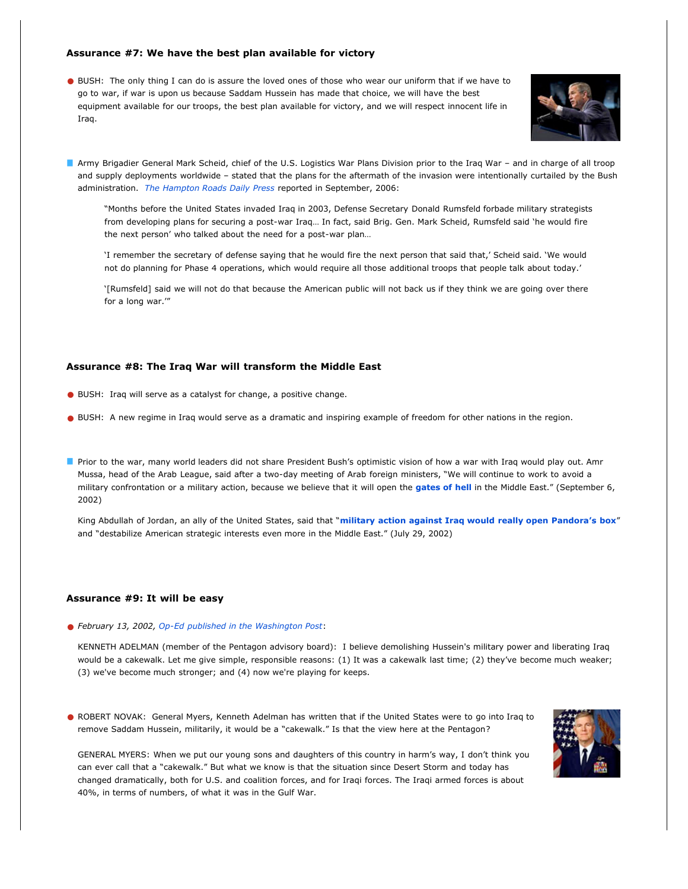### Assurance #7: We have the best plan available for victory

- BUSH: The only thing I can do is assure the loved ones of those who wear our uniform that if we have to go to war, if war is upon us because Saddam Hussein has made that choice, we will have the best equipment available for our troops, the best plan available for victory, and we will respect innocent life in Iraq.

- Army Brigadier General Mark Scheid, chief of the U.S. Logistics War Plans Division prior to the Iraq War – and in charge of all troop and supply deployments worldwide – stated that the plans for the aftermath of the invasion were intentionally curtailed by the Bush administration. *The Hampton Roads Daily Press* reported in September, 2006:

  > "Months before the United States invaded Iraq in 2003, Defense Secretary Donald Rumsfeld forbade military strategists from developing plans for securing a post-war Iraq… In fact, said Brig. Gen. Mark Scheid, Rumsfeld said 'he would fire the next person' who talked about the need for a post-war plan…
  >
  > 'I remember the secretary of defense saying that he would fire the next person that said that,' Scheid said. 'We would not do planning for Phase 4 operations, which would require all those additional troops that people talk about today.'
  >
  > '[Rumsfeld] said we will not do that because the American public will not back us if they think we are going over there for a long war.'"

### Assurance #8: The Iraq War will transform the Middle East

- BUSH: Iraq will serve as a catalyst for change, a positive change.

- BUSH: A new regime in Iraq would serve as a dramatic and inspiring example of freedom for other nations in the region.

- Prior to the war, many world leaders did not share President Bush's optimistic vision of how a war with Iraq would play out. Amr Mussa, head of the Arab League, said after a two-day meeting of Arab foreign ministers, "We will continue to work to avoid a military confrontation or a military action, because we believe that it will open the **gates of hell** in the Middle East." (September 6, 2002)

  King Abdullah of Jordan, an ally of the United States, said that "**military action against Iraq would really open Pandora's box**" and "destabilize American strategic interests even more in the Middle East." (July 29, 2002)

### Assurance #9: It will be easy

- *February 13, 2002, Op-Ed published in the Washington Post*:

  KENNETH ADELMAN (member of the Pentagon advisory board): I believe demolishing Hussein's military power and liberating Iraq would be a cakewalk. Let me give simple, responsible reasons: (1) It was a cakewalk last time; (2) they've become much weaker; (3) we've become much stronger; and (4) now we're playing for keeps.

- ROBERT NOVAK: General Myers, Kenneth Adelman has written that if the United States were to go into Iraq to remove Saddam Hussein, militarily, it would be a "cakewalk." Is that the view here at the Pentagon?

  GENERAL MYERS: When we put our young sons and daughters of this country in harm's way, I don't think you can ever call that a "cakewalk." But what we know is that the situation since Desert Storm and today has changed dramatically, both for U.S. and coalition forces, and for Iraqi forces. The Iraqi armed forces is about 40%, in terms of numbers, of what it was in the Gulf War.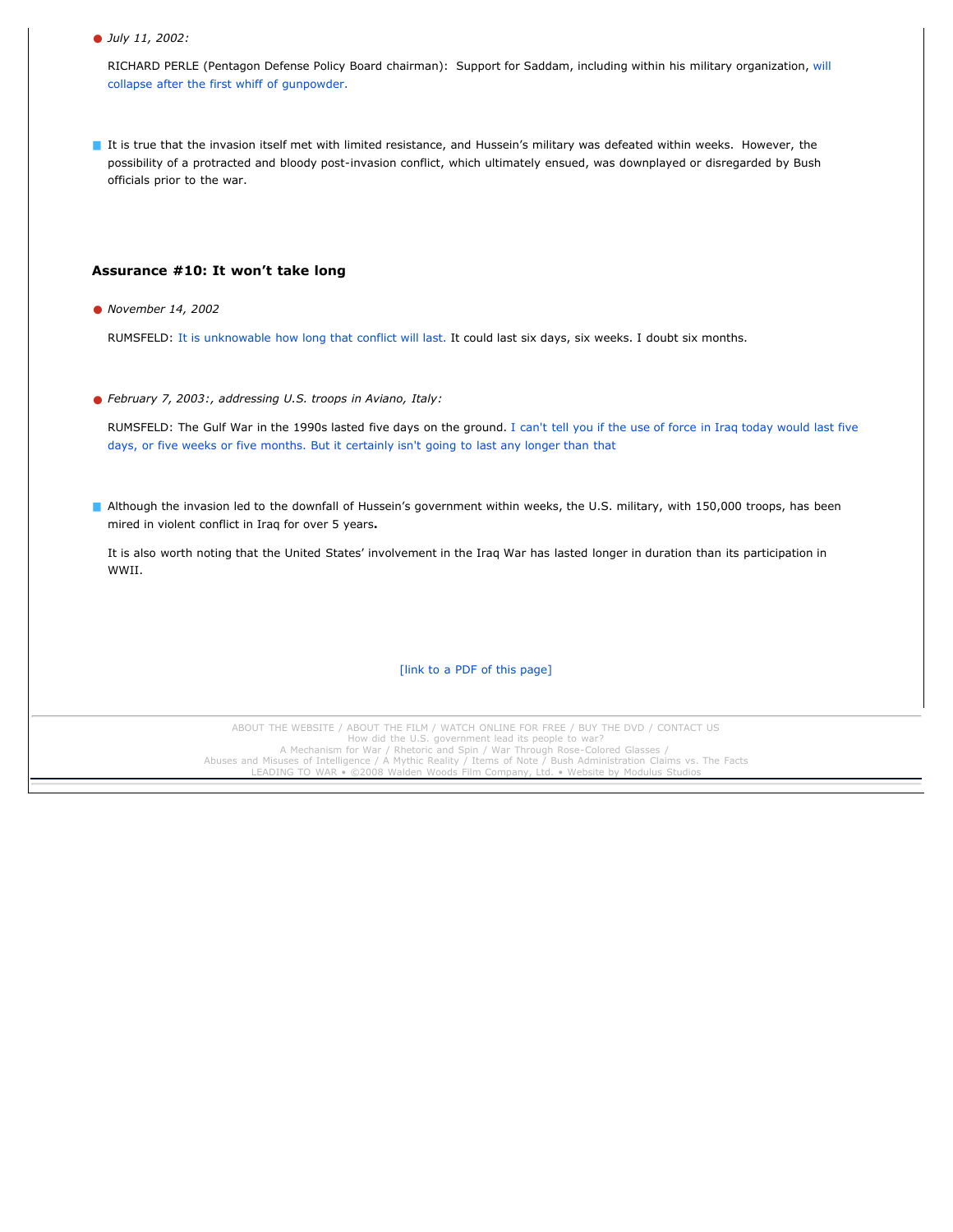- *July 11, 2002:*

  RICHARD PERLE (Pentagon Defense Policy Board chairman): Support for Saddam, including within his military organization, will collapse after the first whiff of gunpowder.

- It is true that the invasion itself met with limited resistance, and Hussein's military was defeated within weeks. However, the possibility of a protracted and bloody post-invasion conflict, which ultimately ensued, was downplayed or disregarded by Bush officials prior to the war.

### Assurance #10: It won't take long

- *November 14, 2002*

  RUMSFELD: It is unknowable how long that conflict will last. It could last six days, six weeks. I doubt six months.

- *February 7, 2003:, addressing U.S. troops in Aviano, Italy:*

  RUMSFELD: The Gulf War in the 1990s lasted five days on the ground. I can't tell you if the use of force in Iraq today would last five days, or five weeks or five months. But it certainly isn't going to last any longer than that

- Although the invasion led to the downfall of Hussein's government within weeks, the U.S. military, with 150,000 troops, has been mired in violent conflict in Iraq for over 5 years**.**

  It is also worth noting that the United States' involvement in the Iraq War has lasted longer in duration than its participation in WWII.

[link to a PDF of this page]

ABOUT THE WEBSITE / ABOUT THE FILM / WATCH ONLINE FOR FREE / BUY THE DVD / CONTACT US
How did the U.S. government lead its people to war?
A Mechanism for War / Rhetoric and Spin / War Through Rose-Colored Glasses /
Abuses and Misuses of Intelligence / A Mythic Reality / Items of Note / Bush Administration Claims vs. The Facts
LEADING TO WAR • ©2008 Walden Woods Film Company, Ltd. • Website by Modulus Studios